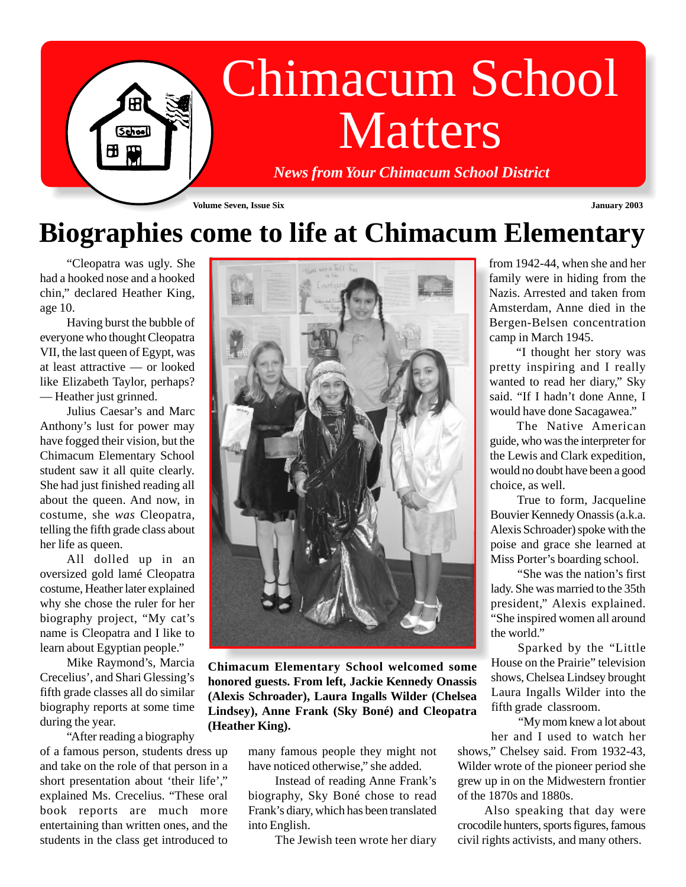# Chimacum School Matters

*News from Your Chimacum School District*

Volume Seven, Issue Six — January 2003

## Biographies come to life at Chimacum Elementary

"Cleopatra was ugly. She had a hooked nose and a hooked chin," declared Heather King, age 10.

Having burst the bubble of everyone who thought Cleopatra VII, the last queen of Egypt, was at least attractive — or looked like Elizabeth Taylor, perhaps? — Heather just grinned.

Julius Caesar's and Marc Anthony's lust for power may have fogged their vision, but the Chimacum Elementary School student saw it all quite clearly. She had just finished reading all about the queen. And now, in costume, she *was* Cleopatra, telling the fifth grade class about her life as queen.

All dolled up in an oversized gold lamé Cleopatra costume, Heather later explained why she chose the ruler for her biography project, "My cat's name is Cleopatra and I like to learn about Egyptian people."

Mike Raymond's, Marcia Crecelius', and Shari Glessing's fifth grade classes all do similar biography reports at some time during the year.

"After reading a biography of a famous person, students dress up and take on the role of that person in a short presentation about 'their life'," explained Ms. Crecelius. "These oral book reports are much more entertaining than written ones, and the students in the class get introduced to many famous people they might not have noticed otherwise," she added.

**Chimacum Elementary School welcomed some honored guests. From left, Jackie Kennedy Onassis (Alexis Schroader), Laura Ingalls Wilder (Chelsea Lindsey), Anne Frank (Sky Boné) and Cleopatra (Heather King).**

Instead of reading Anne Frank's biography, Sky Boné chose to read Frank's diary, which has been translated into English.

The Jewish teen wrote her diary from 1942-44, when she and her family were in hiding from the Nazis. Arrested and taken from Amsterdam, Anne died in the Bergen-Belsen concentration camp in March 1945.

"I thought her story was pretty inspiring and I really wanted to read her diary," Sky said. "If I hadn't done Anne, I would have done Sacagawea."

The Native American guide, who was the interpreter for the Lewis and Clark expedition, would no doubt have been a good choice, as well.

True to form, Jacqueline Bouvier Kennedy Onassis (a.k.a. Alexis Schroader) spoke with the poise and grace she learned at Miss Porter's boarding school.

"She was the nation's first lady. She was married to the 35th president," Alexis explained. "She inspired women all around the world."

Sparked by the "Little House on the Prairie" television shows, Chelsea Lindsey brought Laura Ingalls Wilder into the fifth grade classroom.

"My mom knew a lot about her and I used to watch her shows," Chelsey said. From 1932-43, Wilder wrote of the pioneer period she grew up in on the Midwestern frontier of the 1870s and 1880s.

Also speaking that day were crocodile hunters, sports figures, famous civil rights activists, and many others.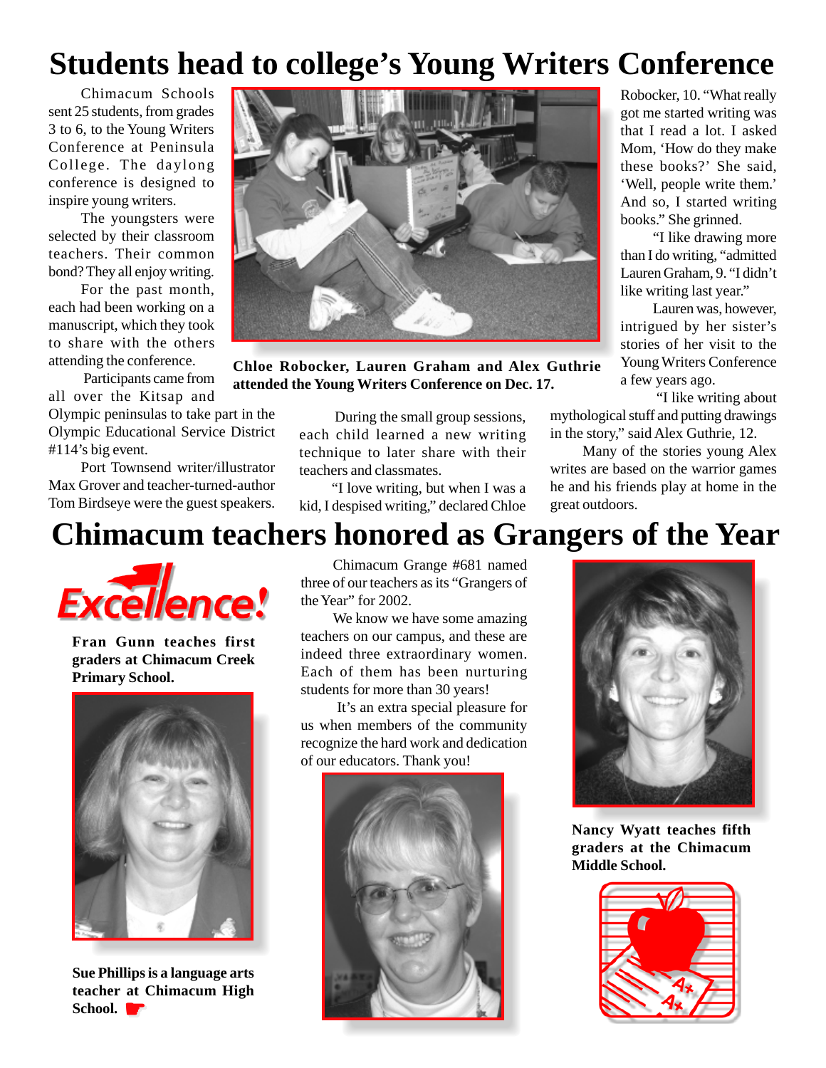# Students head to college's Young Writers Conference

Chimacum Schools sent 25 students, from grades 3 to 6, to the Young Writers Conference at Peninsula College. The daylong conference is designed to inspire young writers.

The youngsters were selected by their classroom teachers. Their common bond? They all enjoy writing.

For the past month, each had been working on a manuscript, which they took to share with the others attending the conference.

Participants came from all over the Kitsap and Olympic peninsulas to take part in the Olympic Educational Service District #114's big event.

Port Townsend writer/illustrator Max Grover and teacher-turned-author Tom Birdseye were the guest speakers.

**Chloe Robocker, Lauren Graham and Alex Guthrie attended the Young Writers Conference on Dec. 17.**

During the small group sessions, each child learned a new writing technique to later share with their teachers and classmates.

"I love writing, but when I was a kid, I despised writing," declared Chloe Robocker, 10. "What really got me started writing was that I read a lot. I asked Mom, 'How do they make these books?' She said, 'Well, people write them.' And so, I started writing books." She grinned.

"I like drawing more than I do writing, "admitted Lauren Graham, 9. "I didn't like writing last year."

Lauren was, however, intrigued by her sister's stories of her visit to the Young Writers Conference a few years ago.

"I like writing about mythological stuff and putting drawings in the story," said Alex Guthrie, 12.

Many of the stories young Alex writes are based on the warrior games he and his friends play at home in the great outdoors.

# Chimacum teachers honored as Grangers of the Year

Excellence!

Chimacum Grange #681 named three of our teachers as its "Grangers of the Year" for 2002.

We know we have some amazing teachers on our campus, and these are indeed three extraordinary women. Each of them has been nurturing students for more than 30 years!

It's an extra special pleasure for us when members of the community recognize the hard work and dedication of our educators. Thank you!

**Fran Gunn teaches first graders at Chimacum Creek Primary School.**

**Sue Phillips is a language arts teacher at Chimacum High School.**

**Nancy Wyatt teaches fifth graders at the Chimacum Middle School.**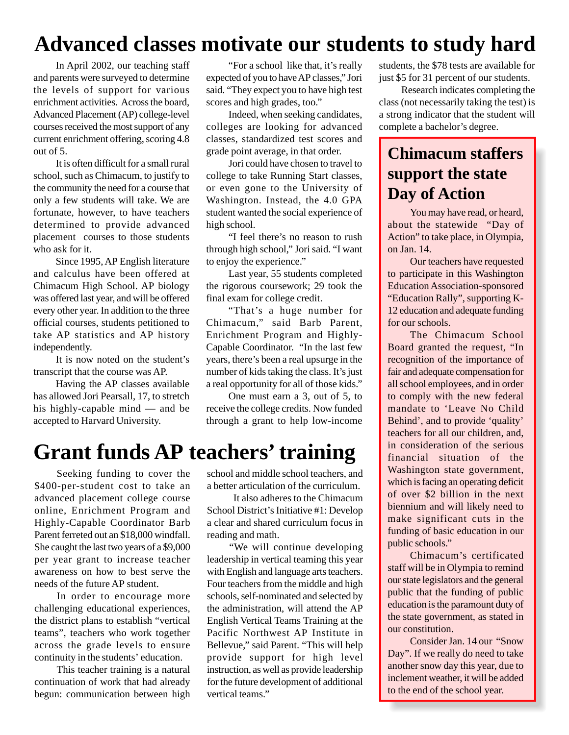# Advanced classes motivate our students to study hard

In April 2002, our teaching staff and parents were surveyed to determine the levels of support for various enrichment activities. Across the board, Advanced Placement (AP) college-level courses received the most support of any current enrichment offering, scoring 4.8 out of 5.

It is often difficult for a small rural school, such as Chimacum, to justify to the community the need for a course that only a few students will take. We are fortunate, however, to have teachers determined to provide advanced placement courses to those students who ask for it.

Since 1995, AP English literature and calculus have been offered at Chimacum High School. AP biology was offered last year, and will be offered every other year. In addition to the three official courses, students petitioned to take AP statistics and AP history independently.

It is now noted on the student's transcript that the course was AP.

Having the AP classes available has allowed Jori Pearsall, 17, to stretch his highly-capable mind — and be accepted to Harvard University.

"For a school like that, it's really expected of you to have AP classes," Jori said. "They expect you to have high test scores and high grades, too."

Indeed, when seeking candidates, colleges are looking for advanced classes, standardized test scores and grade point average, in that order.

Jori could have chosen to travel to college to take Running Start classes, or even gone to the University of Washington. Instead, the 4.0 GPA student wanted the social experience of high school.

"I feel there's no reason to rush through high school," Jori said. "I want to enjoy the experience."

Last year, 55 students completed the rigorous coursework; 29 took the final exam for college credit.

"That's a huge number for Chimacum," said Barb Parent, Enrichment Program and Highly-Capable Coordinator. "In the last few years, there's been a real upsurge in the number of kids taking the class. It's just a real opportunity for all of those kids."

One must earn a 3, out of 5, to receive the college credits. Now funded through a grant to help low-income students, the $78 tests are available for just $5 for 31 percent of our students.

Research indicates completing the class (not necessarily taking the test) is a strong indicator that the student will complete a bachelor's degree.

# Grant funds AP teachers' training

Seeking funding to cover the $400-per-student cost to take an advanced placement college course online, Enrichment Program and Highly-Capable Coordinator Barb Parent ferreted out an $18,000 windfall. She caught the last two years of a $9,000 per year grant to increase teacher awareness on how to best serve the needs of the future AP student.

In order to encourage more challenging educational experiences, the district plans to establish "vertical teams", teachers who work together across the grade levels to ensure continuity in the students' education.

This teacher training is a natural continuation of work that had already begun: communication between high school and middle school teachers, and a better articulation of the curriculum.

It also adheres to the Chimacum School District's Initiative #1: Develop a clear and shared curriculum focus in reading and math.

"We will continue developing leadership in vertical teaming this year with English and language arts teachers. Four teachers from the middle and high schools, self-nominated and selected by the administration, will attend the AP English Vertical Teams Training at the Pacific Northwest AP Institute in Bellevue," said Parent. "This will help provide support for high level instruction, as well as provide leadership for the future development of additional vertical teams."

## Chimacum staffers support the state Day of Action

You may have read, or heard, about the statewide "Day of Action" to take place, in Olympia, on Jan. 14.

Our teachers have requested to participate in this Washington Education Association-sponsored "Education Rally", supporting K-12 education and adequate funding for our schools.

The Chimacum School Board granted the request, "In recognition of the importance of fair and adequate compensation for all school employees, and in order to comply with the new federal mandate to 'Leave No Child Behind', and to provide 'quality' teachers for all our children, and, in consideration of the serious financial situation of the Washington state government, which is facing an operating deficit of over $2 billion in the next biennium and will likely need to make significant cuts in the funding of basic education in our public schools."

Chimacum's certificated staff will be in Olympia to remind our state legislators and the general public that the funding of public education is the paramount duty of the state government, as stated in our constitution.

Consider Jan. 14 our "Snow Day". If we really do need to take another snow day this year, due to inclement weather, it will be added to the end of the school year.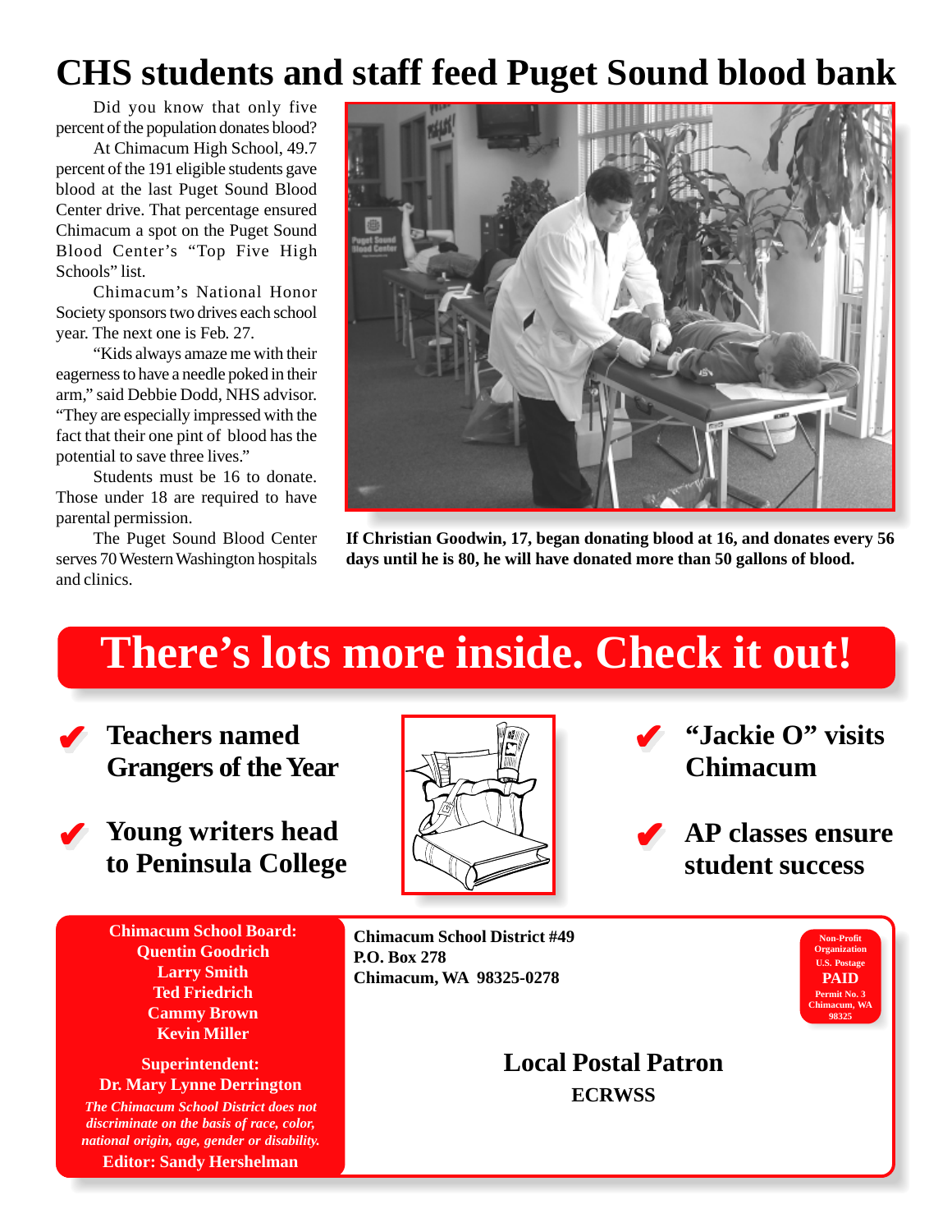# CHS students and staff feed Puget Sound blood bank

Did you know that only five percent of the population donates blood?

At Chimacum High School, 49.7 percent of the 191 eligible students gave blood at the last Puget Sound Blood Center drive. That percentage ensured Chimacum a spot on the Puget Sound Blood Center's "Top Five High Schools" list.

Chimacum's National Honor Society sponsors two drives each school year. The next one is Feb. 27.

"Kids always amaze me with their eagerness to have a needle poked in their arm," said Debbie Dodd, NHS advisor. "They are especially impressed with the fact that their one pint of blood has the potential to save three lives."

Students must be 16 to donate. Those under 18 are required to have parental permission.

The Puget Sound Blood Center serves 70 Western Washington hospitals and clinics.

**If Christian Goodwin, 17, began donating blood at 16, and donates every 56 days until he is 80, he will have donated more than 50 gallons of blood.**

# There's lots more inside. Check it out!

- ✔ **Teachers named Grangers of the Year**
- ✔ **Young writers head to Peninsula College**
- ✔ **"Jackie O" visits Chimacum**
- ✔ **AP classes ensure student success**

**Chimacum School Board:**
**Quentin Goodrich**
**Larry Smith**
**Ted Friedrich**
**Cammy Brown**
**Kevin Miller**

**Superintendent:**
**Dr. Mary Lynne Derrington**

***The Chimacum School District does not discriminate on the basis of race, color, national origin, age, gender or disability.***

**Editor: Sandy Hershelman**

**Chimacum School District #49**
**P.O. Box 278**
**Chimacum, WA 98325-0278**

Non-Profit Organization
U.S. Postage
PAID
Permit No. 3
Chimacum, WA
98325

**Local Postal Patron**
**ECRWSS**